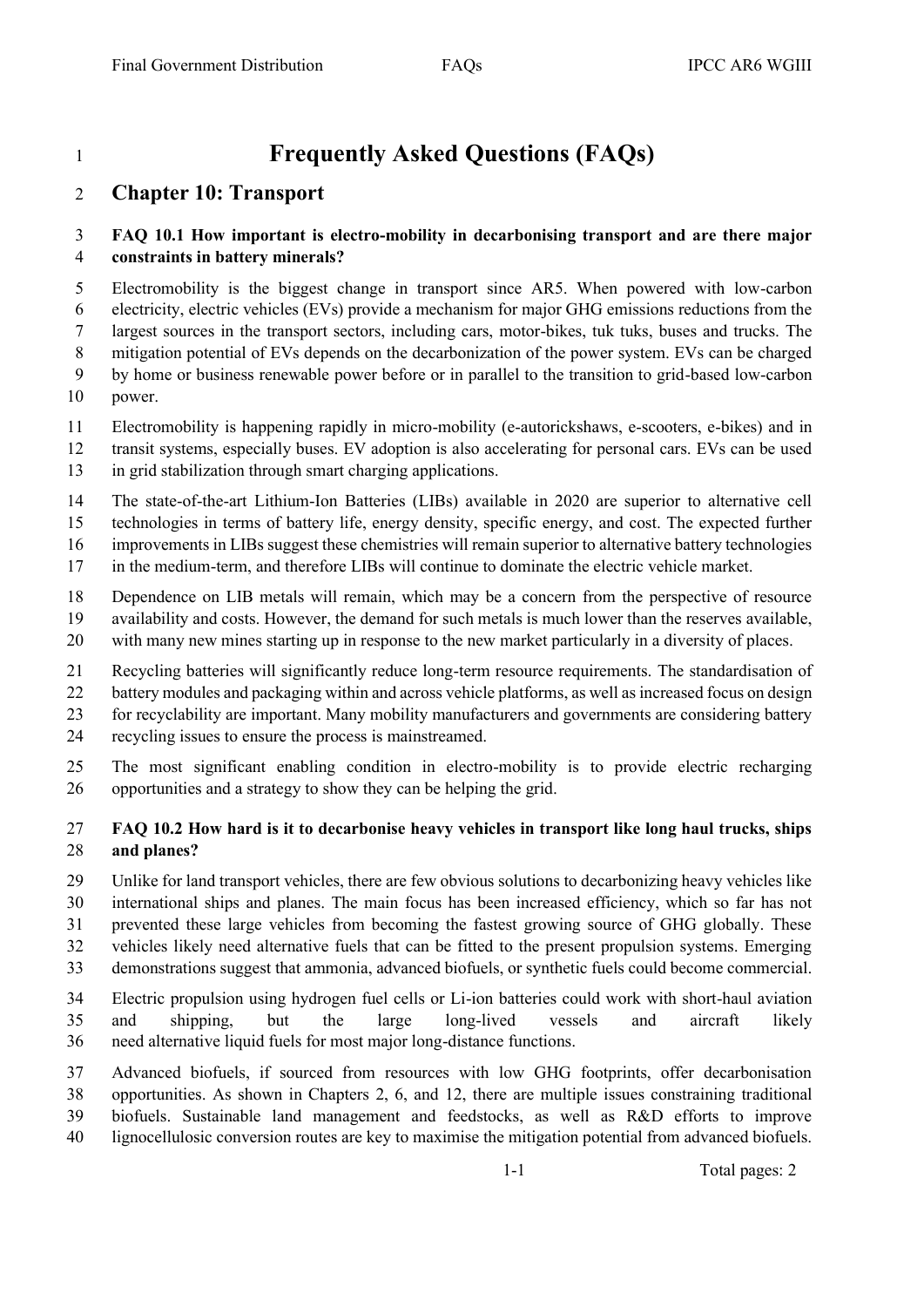# Frequently Asked Questions (FAQs)

## Chapter 10: Transport

**FAQ 10.1 How important is electro-mobility in decarbonising transport and are there major constraints in battery minerals?**

Electromobility is the biggest change in transport since AR5. When powered with low-carbon electricity, electric vehicles (EVs) provide a mechanism for major GHG emissions reductions from the largest sources in the transport sectors, including cars, motor-bikes, tuk tuks, buses and trucks. The mitigation potential of EVs depends on the decarbonization of the power system. EVs can be charged by home or business renewable power before or in parallel to the transition to grid-based low-carbon power.

Electromobility is happening rapidly in micro-mobility (e-autorickshaws, e-scooters, e-bikes) and in transit systems, especially buses. EV adoption is also accelerating for personal cars. EVs can be used in grid stabilization through smart charging applications.

The state-of-the-art Lithium-Ion Batteries (LIBs) available in 2020 are superior to alternative cell technologies in terms of battery life, energy density, specific energy, and cost. The expected further improvements in LIBs suggest these chemistries will remain superior to alternative battery technologies in the medium-term, and therefore LIBs will continue to dominate the electric vehicle market.

Dependence on LIB metals will remain, which may be a concern from the perspective of resource availability and costs. However, the demand for such metals is much lower than the reserves available, with many new mines starting up in response to the new market particularly in a diversity of places.

Recycling batteries will significantly reduce long-term resource requirements. The standardisation of battery modules and packaging within and across vehicle platforms, as well as increased focus on design for recyclability are important. Many mobility manufacturers and governments are considering battery recycling issues to ensure the process is mainstreamed.

The most significant enabling condition in electro-mobility is to provide electric recharging opportunities and a strategy to show they can be helping the grid.

**FAQ 10.2 How hard is it to decarbonise heavy vehicles in transport like long haul trucks, ships and planes?**

Unlike for land transport vehicles, there are few obvious solutions to decarbonizing heavy vehicles like international ships and planes. The main focus has been increased efficiency, which so far has not prevented these large vehicles from becoming the fastest growing source of GHG globally. These vehicles likely need alternative fuels that can be fitted to the present propulsion systems. Emerging demonstrations suggest that ammonia, advanced biofuels, or synthetic fuels could become commercial.

Electric propulsion using hydrogen fuel cells or Li-ion batteries could work with short-haul aviation and shipping, but the large long-lived vessels and aircraft likely need alternative liquid fuels for most major long-distance functions.

Advanced biofuels, if sourced from resources with low GHG footprints, offer decarbonisation opportunities. As shown in Chapters 2, 6, and 12, there are multiple issues constraining traditional biofuels. Sustainable land management and feedstocks, as well as R&D efforts to improve lignocellulosic conversion routes are key to maximise the mitigation potential from advanced biofuels.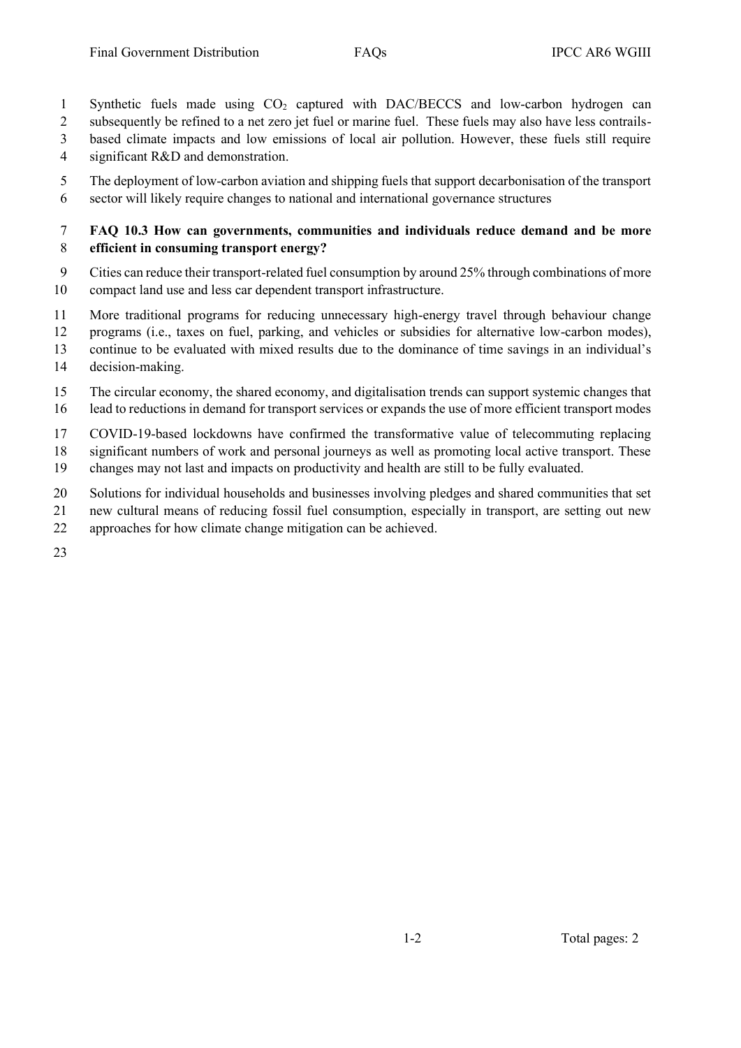Synthetic fuels made using $CO_2$ captured with DAC/BECCS and low-carbon hydrogen can subsequently be refined to a net zero jet fuel or marine fuel. These fuels may also have less contrails-based climate impacts and low emissions of local air pollution. However, these fuels still require significant R&D and demonstration.

The deployment of low-carbon aviation and shipping fuels that support decarbonisation of the transport sector will likely require changes to national and international governance structures

**FAQ 10.3 How can governments, communities and individuals reduce demand and be more efficient in consuming transport energy?**

Cities can reduce their transport-related fuel consumption by around 25% through combinations of more compact land use and less car dependent transport infrastructure.

More traditional programs for reducing unnecessary high-energy travel through behaviour change programs (i.e., taxes on fuel, parking, and vehicles or subsidies for alternative low-carbon modes), continue to be evaluated with mixed results due to the dominance of time savings in an individual's decision-making.

The circular economy, the shared economy, and digitalisation trends can support systemic changes that lead to reductions in demand for transport services or expands the use of more efficient transport modes

COVID-19-based lockdowns have confirmed the transformative value of telecommuting replacing significant numbers of work and personal journeys as well as promoting local active transport. These changes may not last and impacts on productivity and health are still to be fully evaluated.

Solutions for individual households and businesses involving pledges and shared communities that set new cultural means of reducing fossil fuel consumption, especially in transport, are setting out new approaches for how climate change mitigation can be achieved.